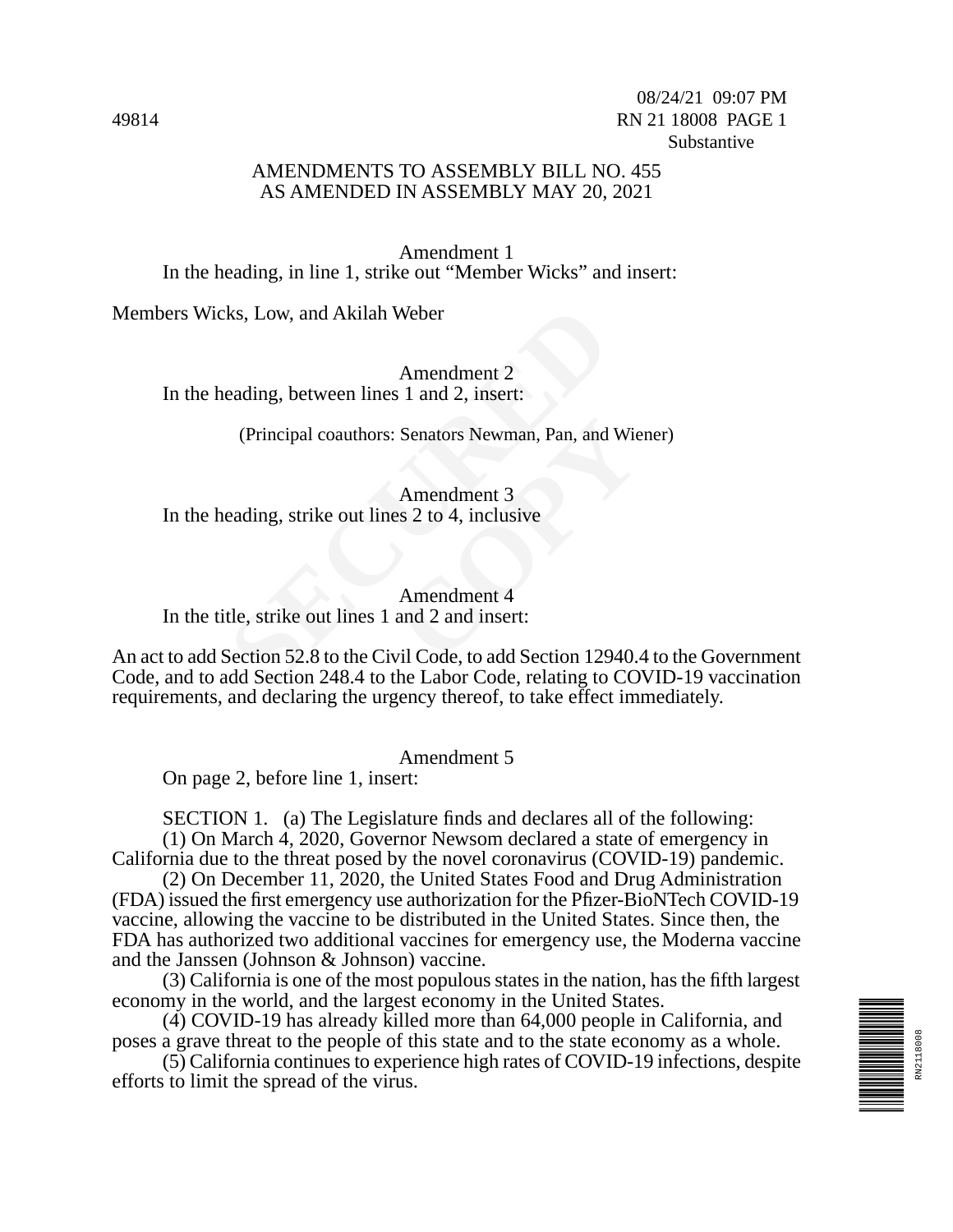08/24/21 09:07 PM
49814 RN 21 18008 PAGE 1
Substantive

# AMENDMENTS TO ASSEMBLY BILL NO. 455
# AS AMENDED IN ASSEMBLY MAY 20, 2021

Amendment 1

In the heading, in line 1, strike out “Member Wicks” and insert:

Members Wicks, Low, and Akilah Weber

Amendment 2

In the heading, between lines 1 and 2, insert:

(Principal coauthors: Senators Newman, Pan, and Wiener)

Amendment 3

In the heading, strike out lines 2 to 4, inclusive

Amendment 4

In the title, strike out lines 1 and 2 and insert:

An act to add Section 52.8 to the Civil Code, to add Section 12940.4 to the Government Code, and to add Section 248.4 to the Labor Code, relating to COVID-19 vaccination requirements, and declaring the urgency thereof, to take effect immediately.

Amendment 5

On page 2, before line 1, insert:

SECTION 1. (a) The Legislature finds and declares all of the following:

(1) On March 4, 2020, Governor Newsom declared a state of emergency in California due to the threat posed by the novel coronavirus (COVID-19) pandemic.

(2) On December 11, 2020, the United States Food and Drug Administration (FDA) issued the first emergency use authorization for the Pfizer-BioNTech COVID-19 vaccine, allowing the vaccine to be distributed in the United States. Since then, the FDA has authorized two additional vaccines for emergency use, the Moderna vaccine and the Janssen (Johnson & Johnson) vaccine.

(3) California is one of the most populous states in the nation, has the fifth largest economy in the world, and the largest economy in the United States.

(4) COVID-19 has already killed more than 64,000 people in California, and poses a grave threat to the people of this state and to the state economy as a whole.

(5) California continues to experience high rates of COVID-19 infections, despite efforts to limit the spread of the virus.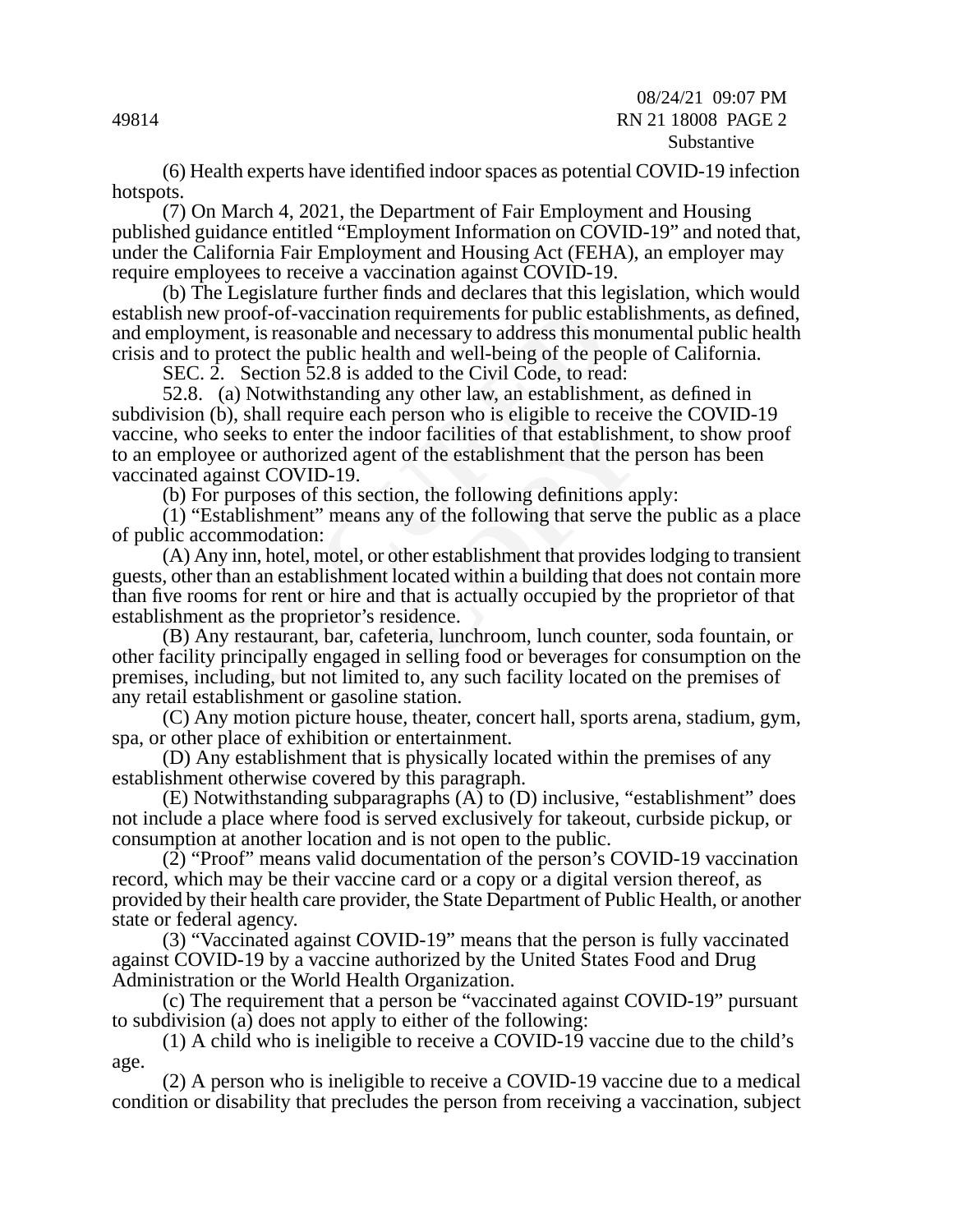(6) Health experts have identified indoor spaces as potential COVID-19 infection hotspots.

(7) On March 4, 2021, the Department of Fair Employment and Housing published guidance entitled "Employment Information on COVID-19" and noted that, under the California Fair Employment and Housing Act (FEHA), an employer may require employees to receive a vaccination against COVID-19.

(b) The Legislature further finds and declares that this legislation, which would establish new proof-of-vaccination requirements for public establishments, as defined, and employment, is reasonable and necessary to address this monumental public health crisis and to protect the public health and well-being of the people of California.

SEC. 2. Section 52.8 is added to the Civil Code, to read:

52.8. (a) Notwithstanding any other law, an establishment, as defined in subdivision (b), shall require each person who is eligible to receive the COVID-19 vaccine, who seeks to enter the indoor facilities of that establishment, to show proof to an employee or authorized agent of the establishment that the person has been vaccinated against COVID-19.

(b) For purposes of this section, the following definitions apply:

(1) "Establishment" means any of the following that serve the public as a place of public accommodation:

(A) Any inn, hotel, motel, or other establishment that provides lodging to transient guests, other than an establishment located within a building that does not contain more than five rooms for rent or hire and that is actually occupied by the proprietor of that establishment as the proprietor's residence.

(B) Any restaurant, bar, cafeteria, lunchroom, lunch counter, soda fountain, or other facility principally engaged in selling food or beverages for consumption on the premises, including, but not limited to, any such facility located on the premises of any retail establishment or gasoline station.

(C) Any motion picture house, theater, concert hall, sports arena, stadium, gym, spa, or other place of exhibition or entertainment.

(D) Any establishment that is physically located within the premises of any establishment otherwise covered by this paragraph.

(E) Notwithstanding subparagraphs (A) to (D) inclusive, "establishment" does not include a place where food is served exclusively for takeout, curbside pickup, or consumption at another location and is not open to the public.

(2) "Proof" means valid documentation of the person's COVID-19 vaccination record, which may be their vaccine card or a copy or a digital version thereof, as provided by their health care provider, the State Department of Public Health, or another state or federal agency.

(3) "Vaccinated against COVID-19" means that the person is fully vaccinated against COVID-19 by a vaccine authorized by the United States Food and Drug Administration or the World Health Organization.

(c) The requirement that a person be "vaccinated against COVID-19" pursuant to subdivision (a) does not apply to either of the following:

(1) A child who is ineligible to receive a COVID-19 vaccine due to the child's age.

(2) A person who is ineligible to receive a COVID-19 vaccine due to a medical condition or disability that precludes the person from receiving a vaccination, subject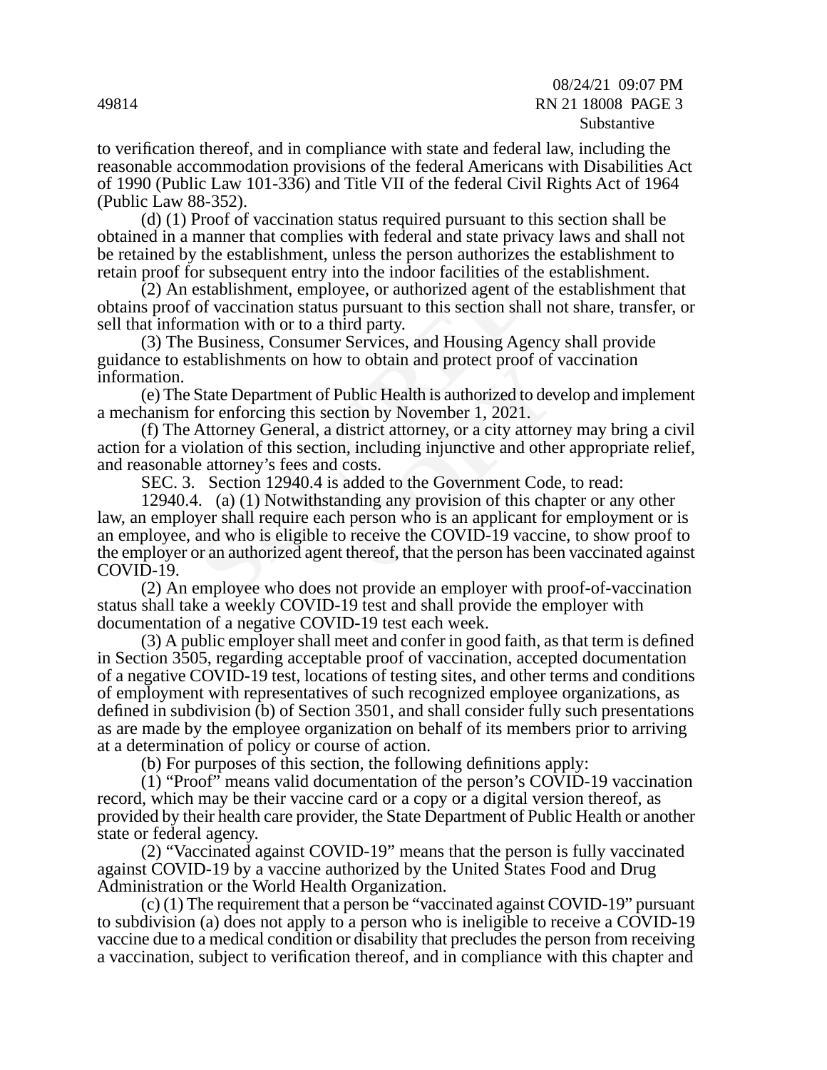to verification thereof, and in compliance with state and federal law, including the reasonable accommodation provisions of the federal Americans with Disabilities Act of 1990 (Public Law 101-336) and Title VII of the federal Civil Rights Act of 1964 (Public Law 88-352).

(d) (1) Proof of vaccination status required pursuant to this section shall be obtained in a manner that complies with federal and state privacy laws and shall not be retained by the establishment, unless the person authorizes the establishment to retain proof for subsequent entry into the indoor facilities of the establishment.

(2) An establishment, employee, or authorized agent of the establishment that obtains proof of vaccination status pursuant to this section shall not share, transfer, or sell that information with or to a third party.

(3) The Business, Consumer Services, and Housing Agency shall provide guidance to establishments on how to obtain and protect proof of vaccination information.

(e) The State Department of Public Health is authorized to develop and implement a mechanism for enforcing this section by November 1, 2021.

(f) The Attorney General, a district attorney, or a city attorney may bring a civil action for a violation of this section, including injunctive and other appropriate relief, and reasonable attorney's fees and costs.

SEC. 3. Section 12940.4 is added to the Government Code, to read:

12940.4. (a) (1) Notwithstanding any provision of this chapter or any other law, an employer shall require each person who is an applicant for employment or is an employee, and who is eligible to receive the COVID-19 vaccine, to show proof to the employer or an authorized agent thereof, that the person has been vaccinated against COVID-19.

(2) An employee who does not provide an employer with proof-of-vaccination status shall take a weekly COVID-19 test and shall provide the employer with documentation of a negative COVID-19 test each week.

(3) A public employer shall meet and confer in good faith, as that term is defined in Section 3505, regarding acceptable proof of vaccination, accepted documentation of a negative COVID-19 test, locations of testing sites, and other terms and conditions of employment with representatives of such recognized employee organizations, as defined in subdivision (b) of Section 3501, and shall consider fully such presentations as are made by the employee organization on behalf of its members prior to arriving at a determination of policy or course of action.

(b) For purposes of this section, the following definitions apply:

(1) "Proof" means valid documentation of the person's COVID-19 vaccination record, which may be their vaccine card or a copy or a digital version thereof, as provided by their health care provider, the State Department of Public Health or another state or federal agency.

(2) "Vaccinated against COVID-19" means that the person is fully vaccinated against COVID-19 by a vaccine authorized by the United States Food and Drug Administration or the World Health Organization.

(c) (1) The requirement that a person be "vaccinated against COVID-19" pursuant to subdivision (a) does not apply to a person who is ineligible to receive a COVID-19 vaccine due to a medical condition or disability that precludes the person from receiving a vaccination, subject to verification thereof, and in compliance with this chapter and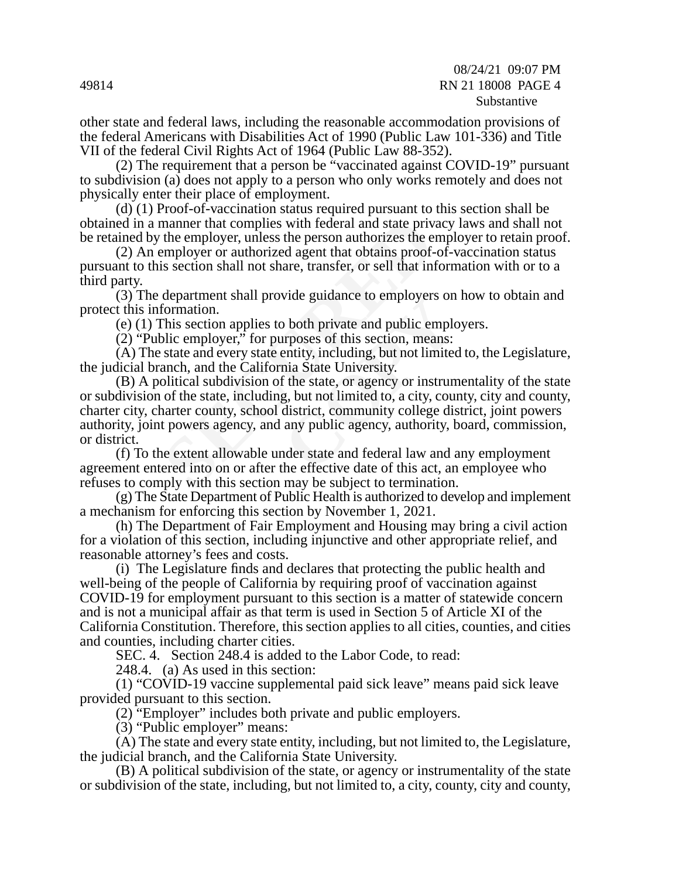other state and federal laws, including the reasonable accommodation provisions of the federal Americans with Disabilities Act of 1990 (Public Law 101-336) and Title VII of the federal Civil Rights Act of 1964 (Public Law 88-352).

(2) The requirement that a person be "vaccinated against COVID-19" pursuant to subdivision (a) does not apply to a person who only works remotely and does not physically enter their place of employment.

(d) (1) Proof-of-vaccination status required pursuant to this section shall be obtained in a manner that complies with federal and state privacy laws and shall not be retained by the employer, unless the person authorizes the employer to retain proof.

(2) An employer or authorized agent that obtains proof-of-vaccination status pursuant to this section shall not share, transfer, or sell that information with or to a third party.

(3) The department shall provide guidance to employers on how to obtain and protect this information.

(e) (1) This section applies to both private and public employers.

(2) "Public employer," for purposes of this section, means:

(A) The state and every state entity, including, but not limited to, the Legislature, the judicial branch, and the California State University.

(B) A political subdivision of the state, or agency or instrumentality of the state or subdivision of the state, including, but not limited to, a city, county, city and county, charter city, charter county, school district, community college district, joint powers authority, joint powers agency, and any public agency, authority, board, commission, or district.

(f) To the extent allowable under state and federal law and any employment agreement entered into on or after the effective date of this act, an employee who refuses to comply with this section may be subject to termination.

(g) The State Department of Public Health is authorized to develop and implement a mechanism for enforcing this section by November 1, 2021.

(h) The Department of Fair Employment and Housing may bring a civil action for a violation of this section, including injunctive and other appropriate relief, and reasonable attorney's fees and costs.

(i) The Legislature finds and declares that protecting the public health and well-being of the people of California by requiring proof of vaccination against COVID-19 for employment pursuant to this section is a matter of statewide concern and is not a municipal affair as that term is used in Section 5 of Article XI of the California Constitution. Therefore, this section applies to all cities, counties, and cities and counties, including charter cities.

SEC. 4. Section 248.4 is added to the Labor Code, to read:

248.4. (a) As used in this section:

(1) "COVID-19 vaccine supplemental paid sick leave" means paid sick leave provided pursuant to this section.

(2) "Employer" includes both private and public employers.

(3) "Public employer" means:

(A) The state and every state entity, including, but not limited to, the Legislature, the judicial branch, and the California State University.

(B) A political subdivision of the state, or agency or instrumentality of the state or subdivision of the state, including, but not limited to, a city, county, city and county,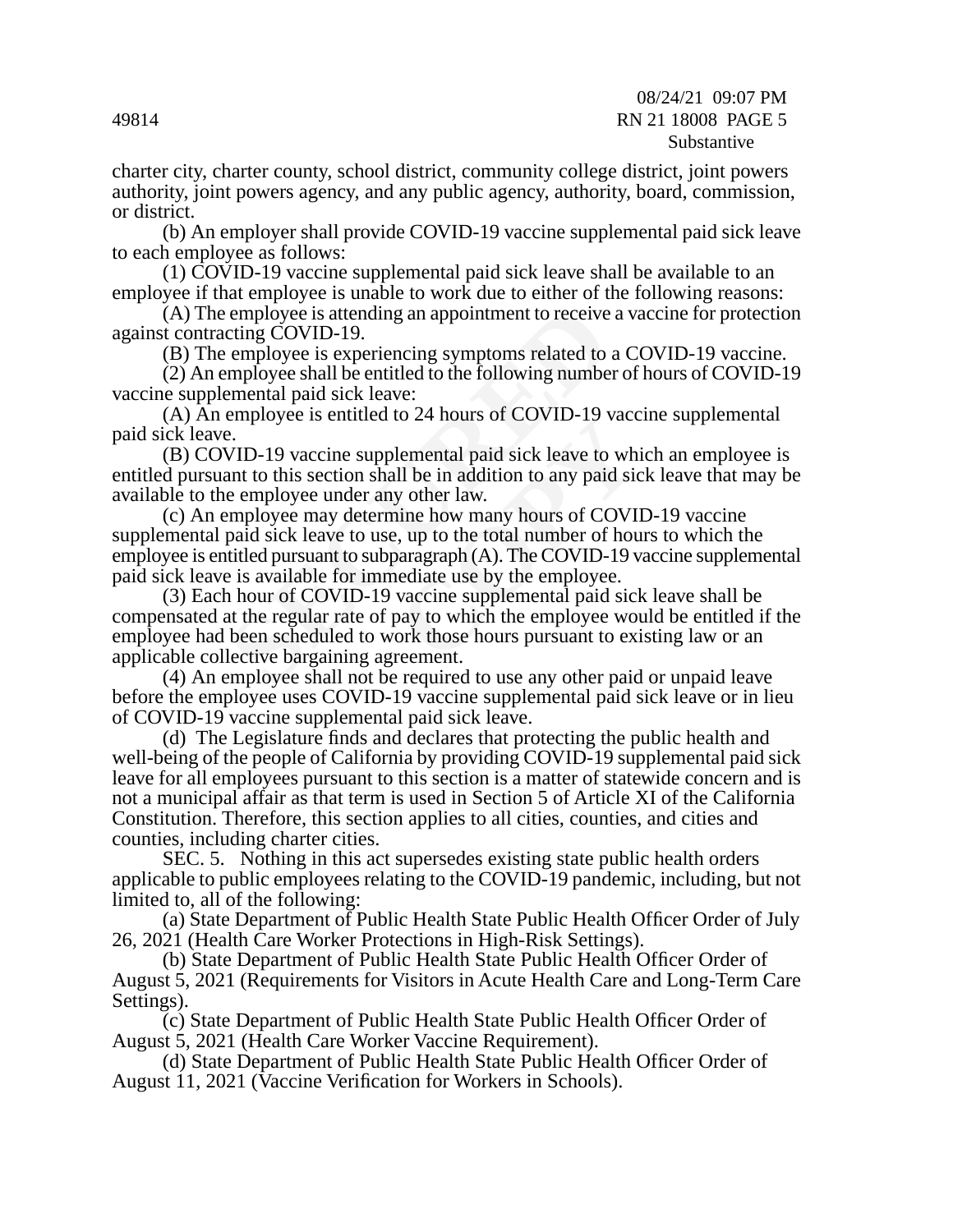charter city, charter county, school district, community college district, joint powers authority, joint powers agency, and any public agency, authority, board, commission, or district.

(b) An employer shall provide COVID-19 vaccine supplemental paid sick leave to each employee as follows:

(1) COVID-19 vaccine supplemental paid sick leave shall be available to an employee if that employee is unable to work due to either of the following reasons:

(A) The employee is attending an appointment to receive a vaccine for protection against contracting COVID-19.

(B) The employee is experiencing symptoms related to a COVID-19 vaccine.

(2) An employee shall be entitled to the following number of hours of COVID-19 vaccine supplemental paid sick leave:

(A) An employee is entitled to 24 hours of COVID-19 vaccine supplemental paid sick leave.

(B) COVID-19 vaccine supplemental paid sick leave to which an employee is entitled pursuant to this section shall be in addition to any paid sick leave that may be available to the employee under any other law.

(c) An employee may determine how many hours of COVID-19 vaccine supplemental paid sick leave to use, up to the total number of hours to which the employee is entitled pursuant to subparagraph (A). The COVID-19 vaccine supplemental paid sick leave is available for immediate use by the employee.

(3) Each hour of COVID-19 vaccine supplemental paid sick leave shall be compensated at the regular rate of pay to which the employee would be entitled if the employee had been scheduled to work those hours pursuant to existing law or an applicable collective bargaining agreement.

(4) An employee shall not be required to use any other paid or unpaid leave before the employee uses COVID-19 vaccine supplemental paid sick leave or in lieu of COVID-19 vaccine supplemental paid sick leave.

(d) The Legislature finds and declares that protecting the public health and well-being of the people of California by providing COVID-19 supplemental paid sick leave for all employees pursuant to this section is a matter of statewide concern and is not a municipal affair as that term is used in Section 5 of Article XI of the California Constitution. Therefore, this section applies to all cities, counties, and cities and counties, including charter cities.

SEC. 5. Nothing in this act supersedes existing state public health orders applicable to public employees relating to the COVID-19 pandemic, including, but not limited to, all of the following:

(a) State Department of Public Health State Public Health Officer Order of July 26, 2021 (Health Care Worker Protections in High-Risk Settings).

(b) State Department of Public Health State Public Health Officer Order of August 5, 2021 (Requirements for Visitors in Acute Health Care and Long-Term Care Settings).

(c) State Department of Public Health State Public Health Officer Order of August 5, 2021 (Health Care Worker Vaccine Requirement).

(d) State Department of Public Health State Public Health Officer Order of August 11, 2021 (Vaccine Verification for Workers in Schools).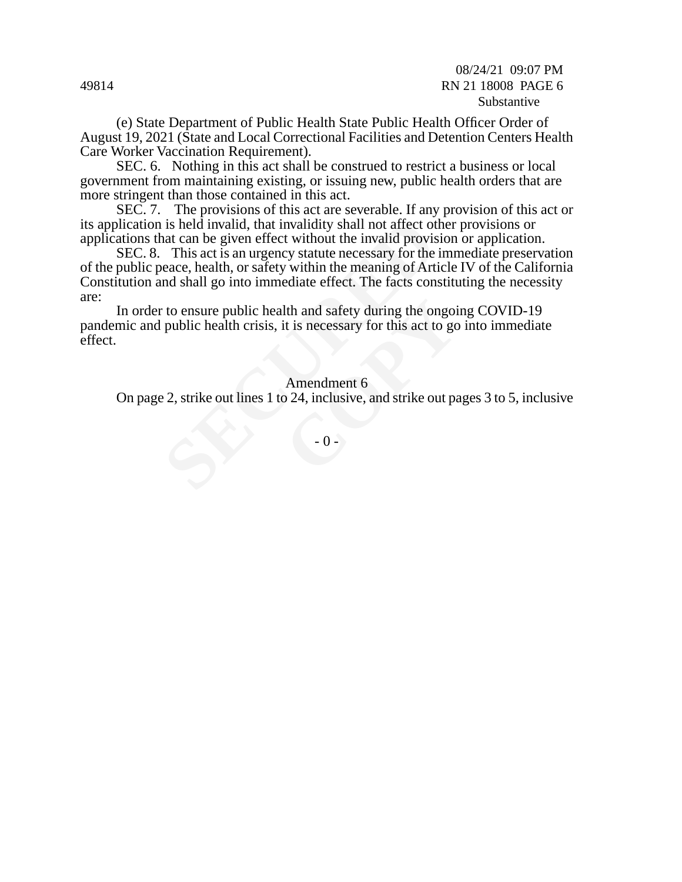(e) State Department of Public Health State Public Health Officer Order of August 19, 2021 (State and Local Correctional Facilities and Detention Centers Health Care Worker Vaccination Requirement).

SEC. 6. Nothing in this act shall be construed to restrict a business or local government from maintaining existing, or issuing new, public health orders that are more stringent than those contained in this act.

SEC. 7. The provisions of this act are severable. If any provision of this act or its application is held invalid, that invalidity shall not affect other provisions or applications that can be given effect without the invalid provision or application.

SEC. 8. This act is an urgency statute necessary for the immediate preservation of the public peace, health, or safety within the meaning of Article IV of the California Constitution and shall go into immediate effect. The facts constituting the necessity are:

In order to ensure public health and safety during the ongoing COVID-19 pandemic and public health crisis, it is necessary for this act to go into immediate effect.

Amendment 6

On page 2, strike out lines 1 to 24, inclusive, and strike out pages 3 to 5, inclusive

- 0 -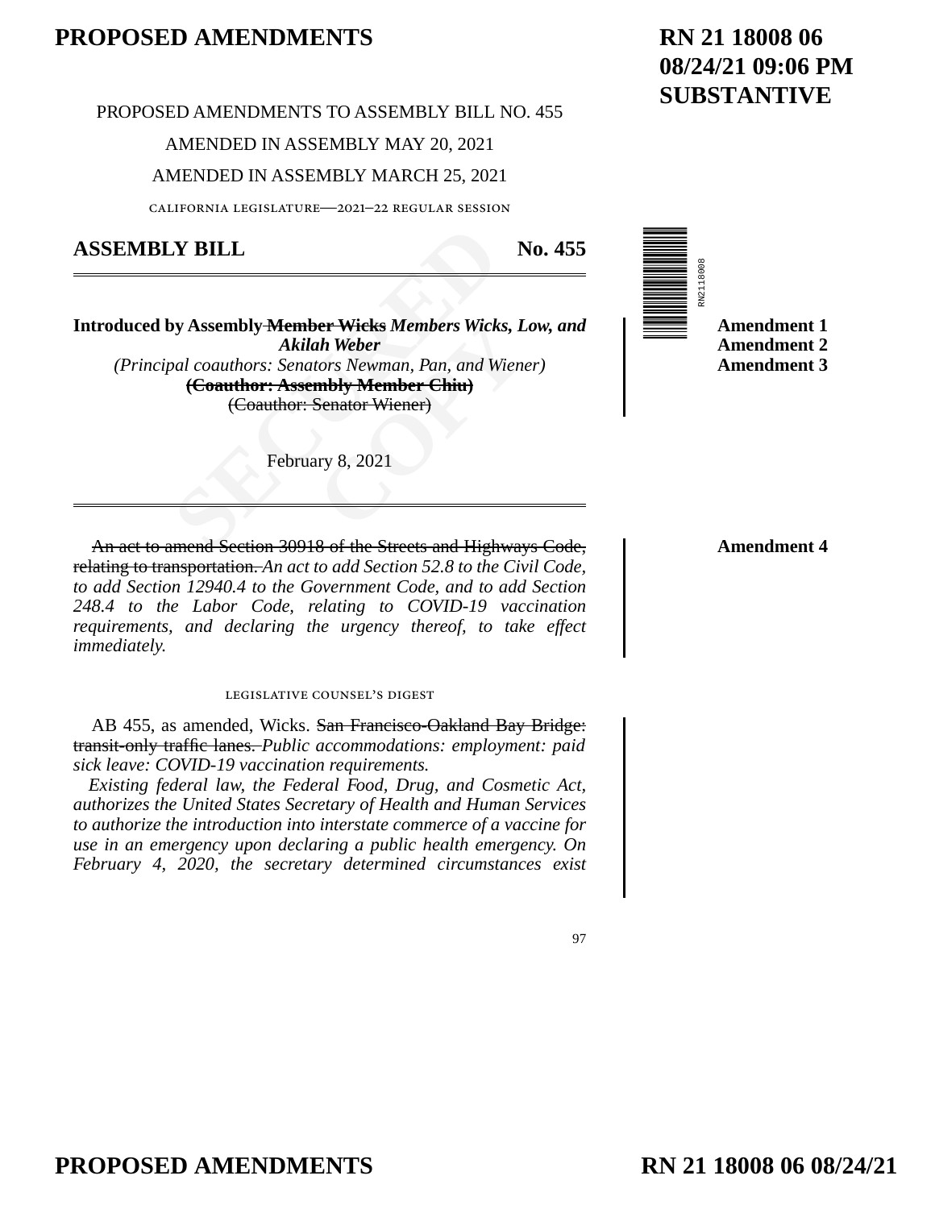PROPOSED AMENDMENTS TO ASSEMBLY BILL NO. 455

AMENDED IN ASSEMBLY MAY 20, 2021

AMENDED IN ASSEMBLY MARCH 25, 2021

CALIFORNIA LEGISLATURE—2021–22 REGULAR SESSION

**ASSEMBLY BILL No. 455**

**Introduced by Assembly ~~Member Wicks~~ *Members Wicks, Low, and Akilah Weber***
*(Principal coauthors: Senators Newman, Pan, and Wiener)*
~~**(Coauthor: Assembly Member Chiu)**~~
~~(Coauthor: Senator Wiener)~~

Amendment 1
Amendment 2
Amendment 3

February 8, 2021

Amendment 4

~~An act to amend Section 30918 of the Streets and Highways Code, relating to transportation.~~ *An act to add Section 52.8 to the Civil Code, to add Section 12940.4 to the Government Code, and to add Section 248.4 to the Labor Code, relating to COVID-19 vaccination requirements, and declaring the urgency thereof, to take effect immediately.*

LEGISLATIVE COUNSEL'S DIGEST

AB 455, as amended, Wicks. ~~San Francisco-Oakland Bay Bridge: transit-only traffic lanes.~~ *Public accommodations: employment: paid sick leave: COVID-19 vaccination requirements.*

*Existing federal law, the Federal Food, Drug, and Cosmetic Act, authorizes the United States Secretary of Health and Human Services to authorize the introduction into interstate commerce of a vaccine for use in an emergency upon declaring a public health emergency. On February 4, 2020, the secretary determined circumstances exist*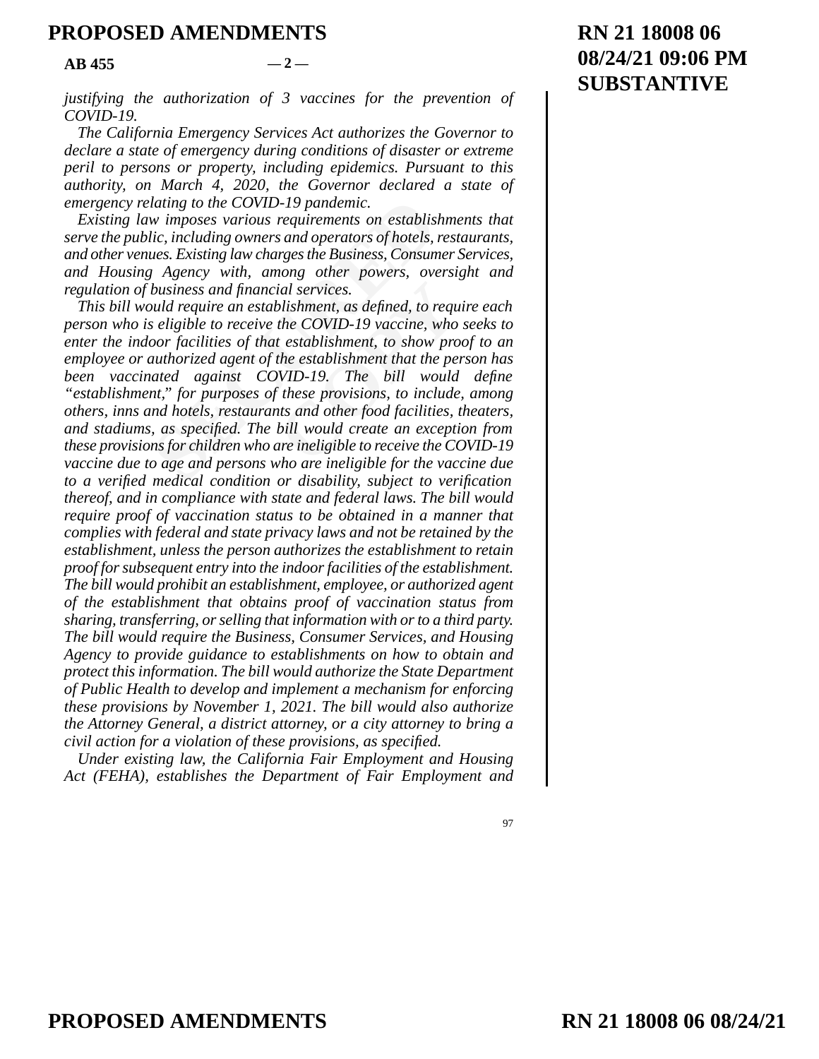*justifying the authorization of 3 vaccines for the prevention of COVID-19.*

*The California Emergency Services Act authorizes the Governor to declare a state of emergency during conditions of disaster or extreme peril to persons or property, including epidemics. Pursuant to this authority, on March 4, 2020, the Governor declared a state of emergency relating to the COVID-19 pandemic.*

*Existing law imposes various requirements on establishments that serve the public, including owners and operators of hotels, restaurants, and other venues. Existing law charges the Business, Consumer Services, and Housing Agency with, among other powers, oversight and regulation of business and financial services.*

*This bill would require an establishment, as defined, to require each person who is eligible to receive the COVID-19 vaccine, who seeks to enter the indoor facilities of that establishment, to show proof to an employee or authorized agent of the establishment that the person has been vaccinated against COVID-19. The bill would define "establishment," for purposes of these provisions, to include, among others, inns and hotels, restaurants and other food facilities, theaters, and stadiums, as specified. The bill would create an exception from these provisions for children who are ineligible to receive the COVID-19 vaccine due to age and persons who are ineligible for the vaccine due to a verified medical condition or disability, subject to verification thereof, and in compliance with state and federal laws. The bill would require proof of vaccination status to be obtained in a manner that complies with federal and state privacy laws and not be retained by the establishment, unless the person authorizes the establishment to retain proof for subsequent entry into the indoor facilities of the establishment. The bill would prohibit an establishment, employee, or authorized agent of the establishment that obtains proof of vaccination status from sharing, transferring, or selling that information with or to a third party. The bill would require the Business, Consumer Services, and Housing Agency to provide guidance to establishments on how to obtain and protect this information. The bill would authorize the State Department of Public Health to develop and implement a mechanism for enforcing these provisions by November 1, 2021. The bill would also authorize the Attorney General, a district attorney, or a city attorney to bring a civil action for a violation of these provisions, as specified.*

*Under existing law, the California Fair Employment and Housing Act (FEHA), establishes the Department of Fair Employment and*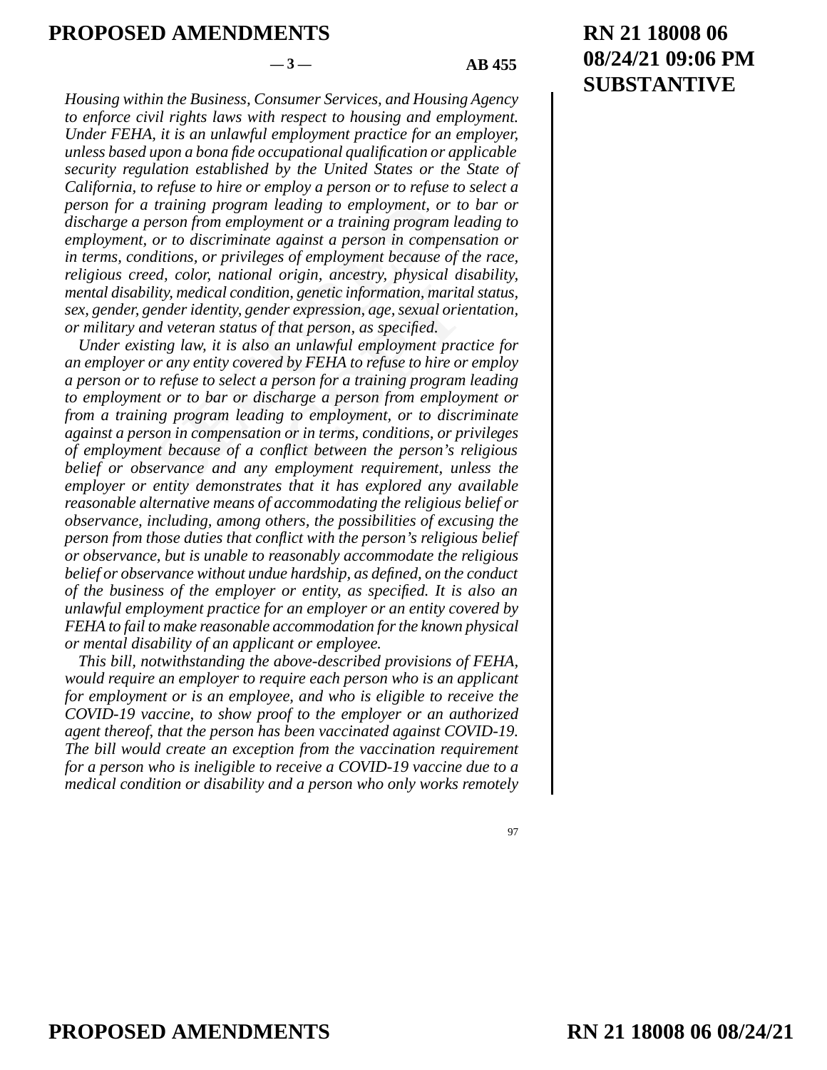*Housing within the Business, Consumer Services, and Housing Agency to enforce civil rights laws with respect to housing and employment. Under FEHA, it is an unlawful employment practice for an employer, unless based upon a bona fide occupational qualification or applicable security regulation established by the United States or the State of California, to refuse to hire or employ a person or to refuse to select a person for a training program leading to employment, or to bar or discharge a person from employment or a training program leading to employment, or to discriminate against a person in compensation or in terms, conditions, or privileges of employment because of the race, religious creed, color, national origin, ancestry, physical disability, mental disability, medical condition, genetic information, marital status, sex, gender, gender identity, gender expression, age, sexual orientation, or military and veteran status of that person, as specified.*

*Under existing law, it is also an unlawful employment practice for an employer or any entity covered by FEHA to refuse to hire or employ a person or to refuse to select a person for a training program leading to employment or to bar or discharge a person from employment or from a training program leading to employment, or to discriminate against a person in compensation or in terms, conditions, or privileges of employment because of a conflict between the person's religious belief or observance and any employment requirement, unless the employer or entity demonstrates that it has explored any available reasonable alternative means of accommodating the religious belief or observance, including, among others, the possibilities of excusing the person from those duties that conflict with the person's religious belief or observance, but is unable to reasonably accommodate the religious belief or observance without undue hardship, as defined, on the conduct of the business of the employer or entity, as specified. It is also an unlawful employment practice for an employer or an entity covered by FEHA to fail to make reasonable accommodation for the known physical or mental disability of an applicant or employee.*

*This bill, notwithstanding the above-described provisions of FEHA, would require an employer to require each person who is an applicant for employment or is an employee, and who is eligible to receive the COVID-19 vaccine, to show proof to the employer or an authorized agent thereof, that the person has been vaccinated against COVID-19. The bill would create an exception from the vaccination requirement for a person who is ineligible to receive a COVID-19 vaccine due to a medical condition or disability and a person who only works remotely*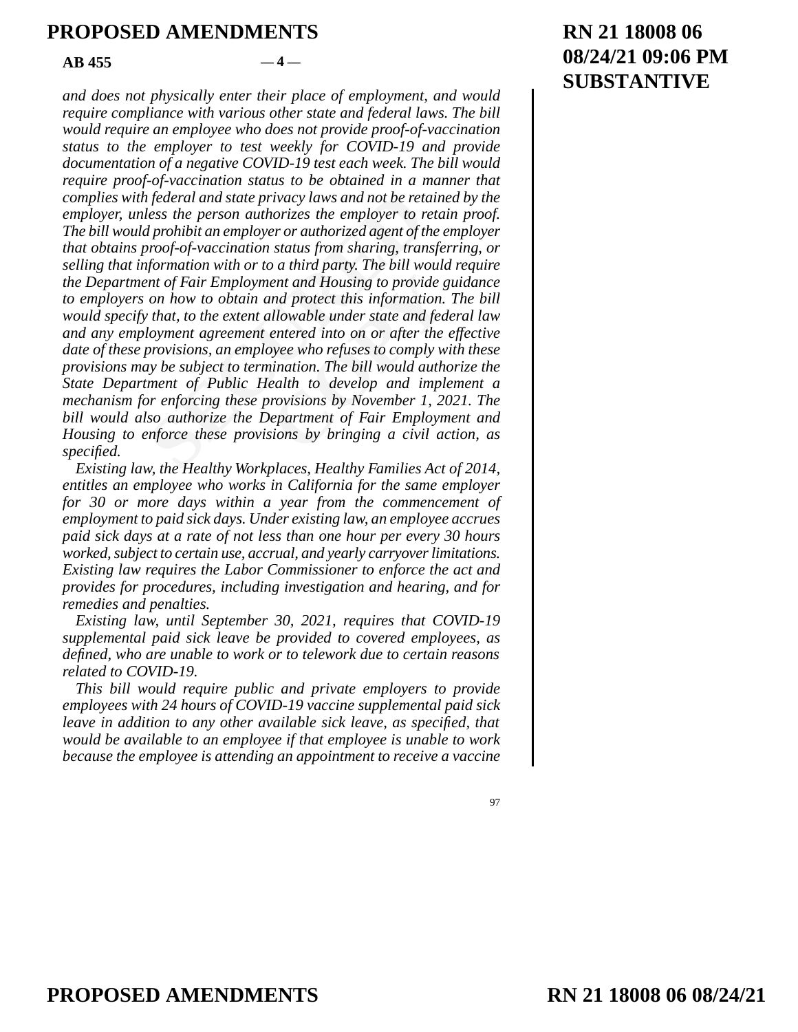*and does not physically enter their place of employment, and would require compliance with various other state and federal laws. The bill would require an employee who does not provide proof-of-vaccination status to the employer to test weekly for COVID-19 and provide documentation of a negative COVID-19 test each week. The bill would require proof-of-vaccination status to be obtained in a manner that complies with federal and state privacy laws and not be retained by the employer, unless the person authorizes the employer to retain proof. The bill would prohibit an employer or authorized agent of the employer that obtains proof-of-vaccination status from sharing, transferring, or selling that information with or to a third party. The bill would require the Department of Fair Employment and Housing to provide guidance to employers on how to obtain and protect this information. The bill would specify that, to the extent allowable under state and federal law and any employment agreement entered into on or after the effective date of these provisions, an employee who refuses to comply with these provisions may be subject to termination. The bill would authorize the State Department of Public Health to develop and implement a mechanism for enforcing these provisions by November 1, 2021. The bill would also authorize the Department of Fair Employment and Housing to enforce these provisions by bringing a civil action, as specified.*

*Existing law, the Healthy Workplaces, Healthy Families Act of 2014, entitles an employee who works in California for the same employer for 30 or more days within a year from the commencement of employment to paid sick days. Under existing law, an employee accrues paid sick days at a rate of not less than one hour per every 30 hours worked, subject to certain use, accrual, and yearly carryover limitations. Existing law requires the Labor Commissioner to enforce the act and provides for procedures, including investigation and hearing, and for remedies and penalties.*

*Existing law, until September 30, 2021, requires that COVID-19 supplemental paid sick leave be provided to covered employees, as defined, who are unable to work or to telework due to certain reasons related to COVID-19.*

*This bill would require public and private employers to provide employees with 24 hours of COVID-19 vaccine supplemental paid sick leave in addition to any other available sick leave, as specified, that would be available to an employee if that employee is unable to work because the employee is attending an appointment to receive a vaccine*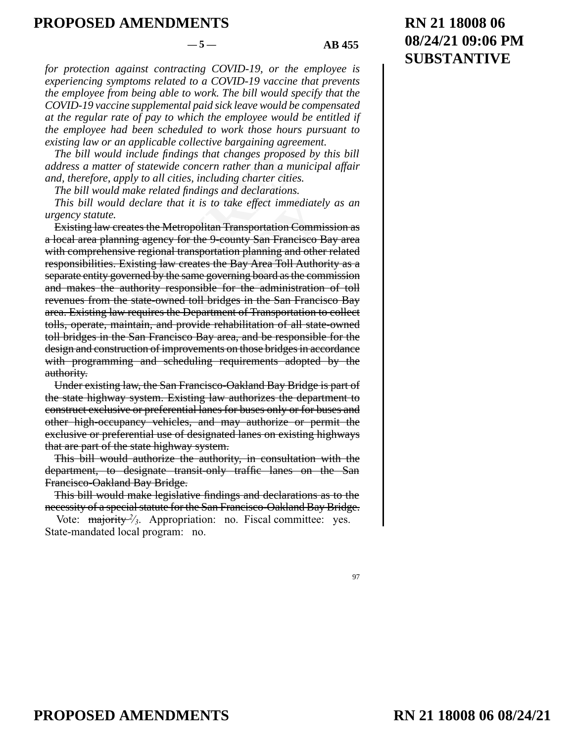*for protection against contracting COVID-19, or the employee is experiencing symptoms related to a COVID-19 vaccine that prevents the employee from being able to work. The bill would specify that the COVID-19 vaccine supplemental paid sick leave would be compensated at the regular rate of pay to which the employee would be entitled if the employee had been scheduled to work those hours pursuant to existing law or an applicable collective bargaining agreement.*

*The bill would include findings that changes proposed by this bill address a matter of statewide concern rather than a municipal affair and, therefore, apply to all cities, including charter cities.*

*The bill would make related findings and declarations.*

*This bill would declare that it is to take effect immediately as an urgency statute.*

~~Existing law creates the Metropolitan Transportation Commission as a local area planning agency for the 9-county San Francisco Bay area with comprehensive regional transportation planning and other related responsibilities. Existing law creates the Bay Area Toll Authority as a separate entity governed by the same governing board as the commission and makes the authority responsible for the administration of toll revenues from the state-owned toll bridges in the San Francisco Bay area. Existing law requires the Department of Transportation to collect tolls, operate, maintain, and provide rehabilitation of all state-owned toll bridges in the San Francisco Bay area, and be responsible for the design and construction of improvements on those bridges in accordance with programming and scheduling requirements adopted by the authority.~~

~~Under existing law, the San Francisco-Oakland Bay Bridge is part of the state highway system. Existing law authorizes the department to construct exclusive or preferential lanes for buses only or for buses and other high-occupancy vehicles, and may authorize or permit the exclusive or preferential use of designated lanes on existing highways that are part of the state highway system.~~

~~This bill would authorize the authority, in consultation with the department, to designate transit-only traffic lanes on the San Francisco-Oakland Bay Bridge.~~

~~This bill would make legislative findings and declarations as to the necessity of a special statute for the San Francisco-Oakland Bay Bridge.~~

Vote: ~~majority~~ 2⁄3. Appropriation: no. Fiscal committee: yes. State-mandated local program: no.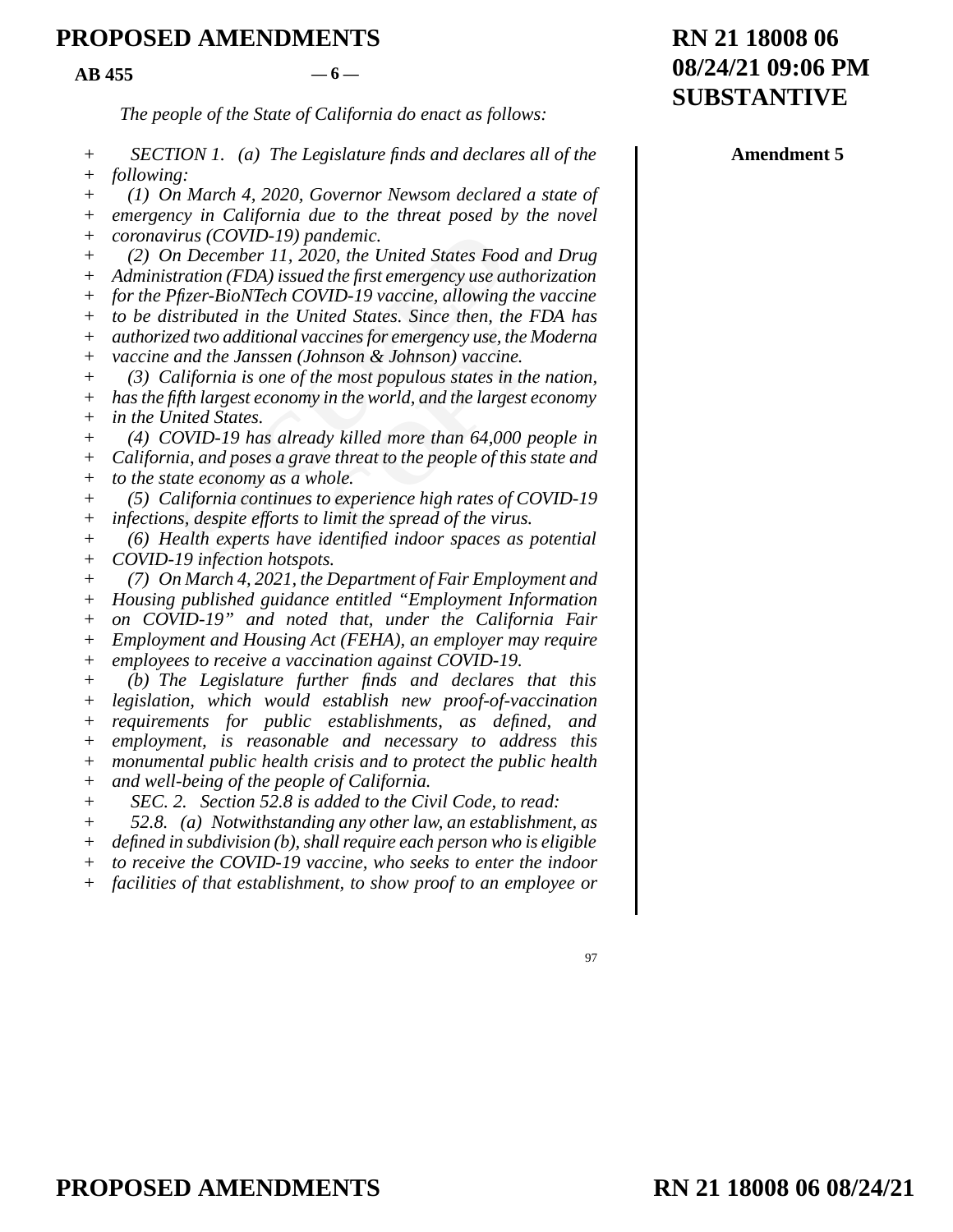# PROPOSED AMENDMENTS

**AB 455** — 6 —

**RN 21 18008 06**
**08/24/21 09:06 PM**
**SUBSTANTIVE**

*The people of the State of California do enact as follows:*

**Amendment 5**

+ *SECTION 1. (a) The Legislature finds and declares all of the following:*

+ *(1) On March 4, 2020, Governor Newsom declared a state of emergency in California due to the threat posed by the novel coronavirus (COVID-19) pandemic.*

+ *(2) On December 11, 2020, the United States Food and Drug Administration (FDA) issued the first emergency use authorization for the Pfizer-BioNTech COVID-19 vaccine, allowing the vaccine to be distributed in the United States. Since then, the FDA has authorized two additional vaccines for emergency use, the Moderna vaccine and the Janssen (Johnson & Johnson) vaccine.*

+ *(3) California is one of the most populous states in the nation, has the fifth largest economy in the world, and the largest economy in the United States.*

+ *(4) COVID-19 has already killed more than 64,000 people in California, and poses a grave threat to the people of this state and to the state economy as a whole.*

+ *(5) California continues to experience high rates of COVID-19 infections, despite efforts to limit the spread of the virus.*

+ *(6) Health experts have identified indoor spaces as potential COVID-19 infection hotspots.*

+ *(7) On March 4, 2021, the Department of Fair Employment and Housing published guidance entitled "Employment Information on COVID-19" and noted that, under the California Fair Employment and Housing Act (FEHA), an employer may require employees to receive a vaccination against COVID-19.*

+ *(b) The Legislature further finds and declares that this legislation, which would establish new proof-of-vaccination requirements for public establishments, as defined, and employment, is reasonable and necessary to address this monumental public health crisis and to protect the public health and well-being of the people of California.*

+ *SEC. 2. Section 52.8 is added to the Civil Code, to read:*

+ *52.8. (a) Notwithstanding any other law, an establishment, as defined in subdivision (b), shall require each person who is eligible to receive the COVID-19 vaccine, who seeks to enter the indoor facilities of that establishment, to show proof to an employee or*

97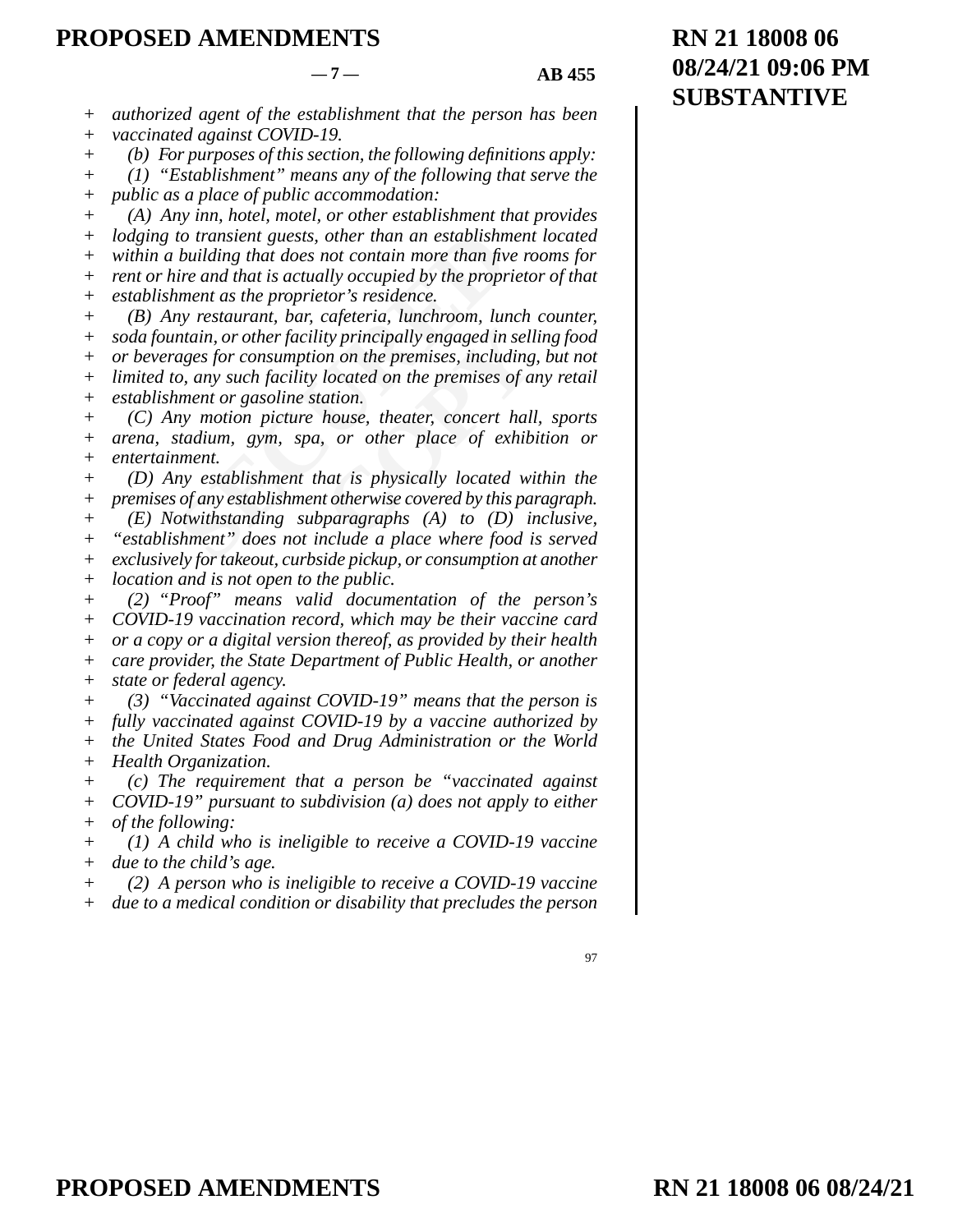*authorized agent of the establishment that the person has been vaccinated against COVID-19.*

*(b) For purposes of this section, the following definitions apply:*

*(1) "Establishment" means any of the following that serve the public as a place of public accommodation:*

*(A) Any inn, hotel, motel, or other establishment that provides lodging to transient guests, other than an establishment located within a building that does not contain more than five rooms for rent or hire and that is actually occupied by the proprietor of that establishment as the proprietor's residence.*

*(B) Any restaurant, bar, cafeteria, lunchroom, lunch counter, soda fountain, or other facility principally engaged in selling food or beverages for consumption on the premises, including, but not limited to, any such facility located on the premises of any retail establishment or gasoline station.*

*(C) Any motion picture house, theater, concert hall, sports arena, stadium, gym, spa, or other place of exhibition or entertainment.*

*(D) Any establishment that is physically located within the premises of any establishment otherwise covered by this paragraph.*

*(E) Notwithstanding subparagraphs (A) to (D) inclusive, "establishment" does not include a place where food is served exclusively for takeout, curbside pickup, or consumption at another location and is not open to the public.*

*(2) "Proof" means valid documentation of the person's COVID-19 vaccination record, which may be their vaccine card or a copy or a digital version thereof, as provided by their health care provider, the State Department of Public Health, or another state or federal agency.*

*(3) "Vaccinated against COVID-19" means that the person is fully vaccinated against COVID-19 by a vaccine authorized by the United States Food and Drug Administration or the World Health Organization.*

*(c) The requirement that a person be "vaccinated against COVID-19" pursuant to subdivision (a) does not apply to either of the following:*

*(1) A child who is ineligible to receive a COVID-19 vaccine due to the child's age.*

*(2) A person who is ineligible to receive a COVID-19 vaccine due to a medical condition or disability that precludes the person*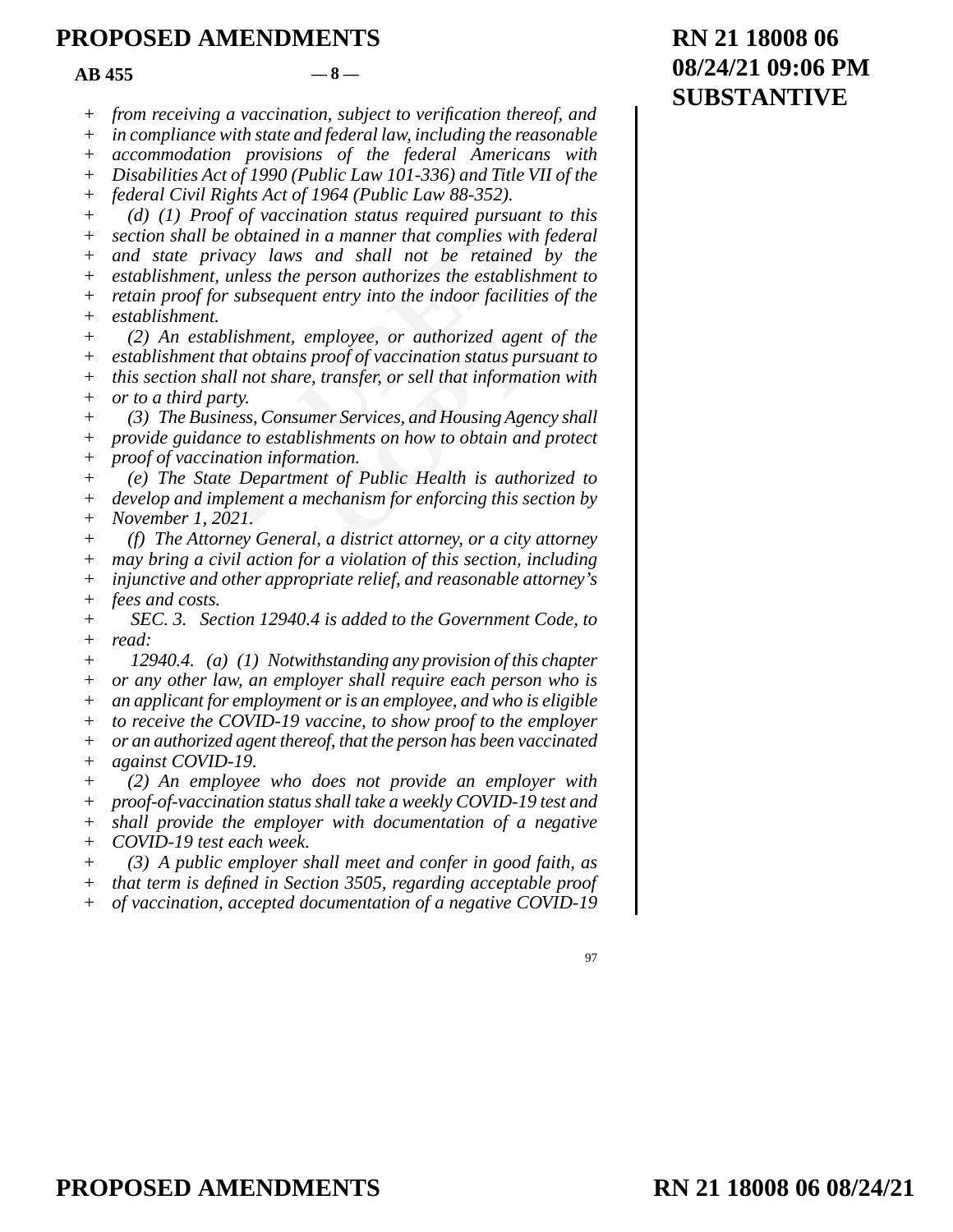*from receiving a vaccination, subject to verification thereof, and in compliance with state and federal law, including the reasonable accommodation provisions of the federal Americans with Disabilities Act of 1990 (Public Law 101-336) and Title VII of the federal Civil Rights Act of 1964 (Public Law 88-352).*

*(d) (1) Proof of vaccination status required pursuant to this section shall be obtained in a manner that complies with federal and state privacy laws and shall not be retained by the establishment, unless the person authorizes the establishment to retain proof for subsequent entry into the indoor facilities of the establishment.*

*(2) An establishment, employee, or authorized agent of the establishment that obtains proof of vaccination status pursuant to this section shall not share, transfer, or sell that information with or to a third party.*

*(3) The Business, Consumer Services, and Housing Agency shall provide guidance to establishments on how to obtain and protect proof of vaccination information.*

*(e) The State Department of Public Health is authorized to develop and implement a mechanism for enforcing this section by November 1, 2021.*

*(f) The Attorney General, a district attorney, or a city attorney may bring a civil action for a violation of this section, including injunctive and other appropriate relief, and reasonable attorney's fees and costs.*

*SEC. 3. Section 12940.4 is added to the Government Code, to read:*

*12940.4. (a) (1) Notwithstanding any provision of this chapter or any other law, an employer shall require each person who is an applicant for employment or is an employee, and who is eligible to receive the COVID-19 vaccine, to show proof to the employer or an authorized agent thereof, that the person has been vaccinated against COVID-19.*

*(2) An employee who does not provide an employer with proof-of-vaccination status shall take a weekly COVID-19 test and shall provide the employer with documentation of a negative COVID-19 test each week.*

*(3) A public employer shall meet and confer in good faith, as that term is defined in Section 3505, regarding acceptable proof of vaccination, accepted documentation of a negative COVID-19*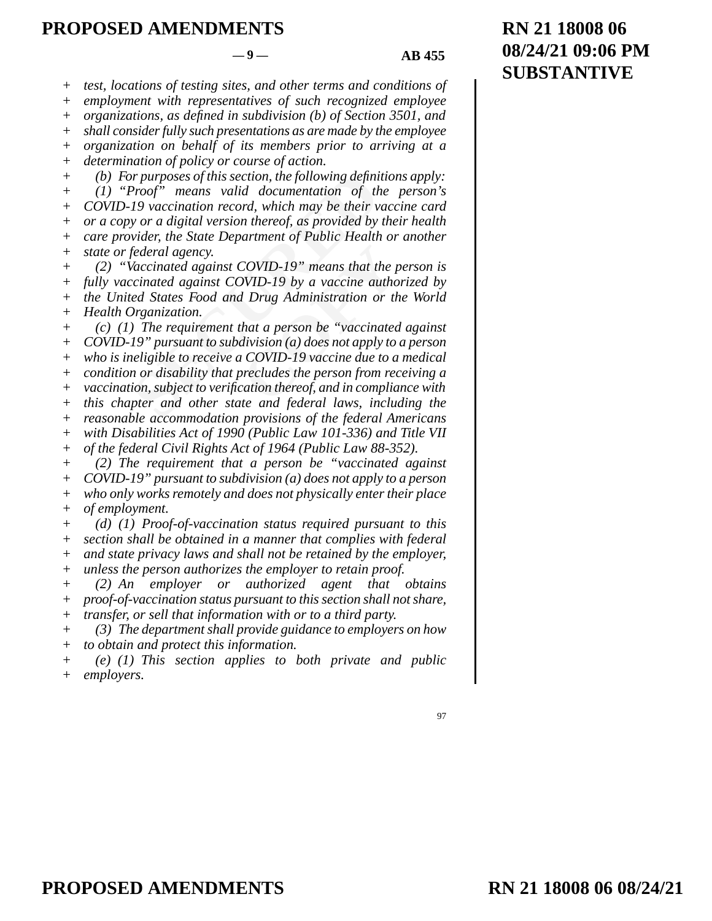*test, locations of testing sites, and other terms and conditions of employment with representatives of such recognized employee organizations, as defined in subdivision (b) of Section 3501, and shall consider fully such presentations as are made by the employee organization on behalf of its members prior to arriving at a determination of policy or course of action.*

*(b) For purposes of this section, the following definitions apply:*

*(1) "Proof" means valid documentation of the person's COVID-19 vaccination record, which may be their vaccine card or a copy or a digital version thereof, as provided by their health care provider, the State Department of Public Health or another state or federal agency.*

*(2) "Vaccinated against COVID-19" means that the person is fully vaccinated against COVID-19 by a vaccine authorized by the United States Food and Drug Administration or the World Health Organization.*

*(c) (1) The requirement that a person be "vaccinated against COVID-19" pursuant to subdivision (a) does not apply to a person who is ineligible to receive a COVID-19 vaccine due to a medical condition or disability that precludes the person from receiving a vaccination, subject to verification thereof, and in compliance with this chapter and other state and federal laws, including the reasonable accommodation provisions of the federal Americans with Disabilities Act of 1990 (Public Law 101-336) and Title VII of the federal Civil Rights Act of 1964 (Public Law 88-352).*

*(2) The requirement that a person be "vaccinated against COVID-19" pursuant to subdivision (a) does not apply to a person who only works remotely and does not physically enter their place of employment.*

*(d) (1) Proof-of-vaccination status required pursuant to this section shall be obtained in a manner that complies with federal and state privacy laws and shall not be retained by the employer, unless the person authorizes the employer to retain proof.*

*(2) An employer or authorized agent that obtains proof-of-vaccination status pursuant to this section shall not share, transfer, or sell that information with or to a third party.*

*(3) The department shall provide guidance to employers on how to obtain and protect this information.*

*(e) (1) This section applies to both private and public employers.*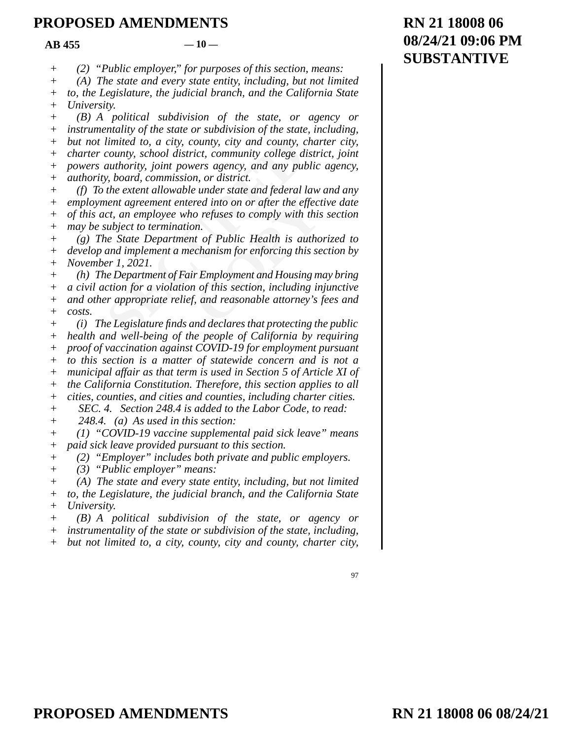\+ *(2) "Public employer," for purposes of this section, means:*

\+ *(A) The state and every state entity, including, but not limited to, the Legislature, the judicial branch, and the California State University.*

\+ *(B) A political subdivision of the state, or agency or instrumentality of the state or subdivision of the state, including, but not limited to, a city, county, city and county, charter city, charter county, school district, community college district, joint powers authority, joint powers agency, and any public agency, authority, board, commission, or district.*

\+ *(f) To the extent allowable under state and federal law and any employment agreement entered into on or after the effective date of this act, an employee who refuses to comply with this section may be subject to termination.*

\+ *(g) The State Department of Public Health is authorized to develop and implement a mechanism for enforcing this section by November 1, 2021.*

\+ *(h) The Department of Fair Employment and Housing may bring a civil action for a violation of this section, including injunctive and other appropriate relief, and reasonable attorney's fees and costs.*

\+ *(i) The Legislature finds and declares that protecting the public health and well-being of the people of California by requiring proof of vaccination against COVID-19 for employment pursuant to this section is a matter of statewide concern and is not a municipal affair as that term is used in Section 5 of Article XI of the California Constitution. Therefore, this section applies to all cities, counties, and cities and counties, including charter cities.*

\+ *SEC. 4. Section 248.4 is added to the Labor Code, to read:*

\+ *248.4. (a) As used in this section:*

\+ *(1) "COVID-19 vaccine supplemental paid sick leave" means paid sick leave provided pursuant to this section.*

\+ *(2) "Employer" includes both private and public employers.*

\+ *(3) "Public employer" means:*

\+ *(A) The state and every state entity, including, but not limited to, the Legislature, the judicial branch, and the California State University.*

\+ *(B) A political subdivision of the state, or agency or instrumentality of the state or subdivision of the state, including, but not limited to, a city, county, city and county, charter city,*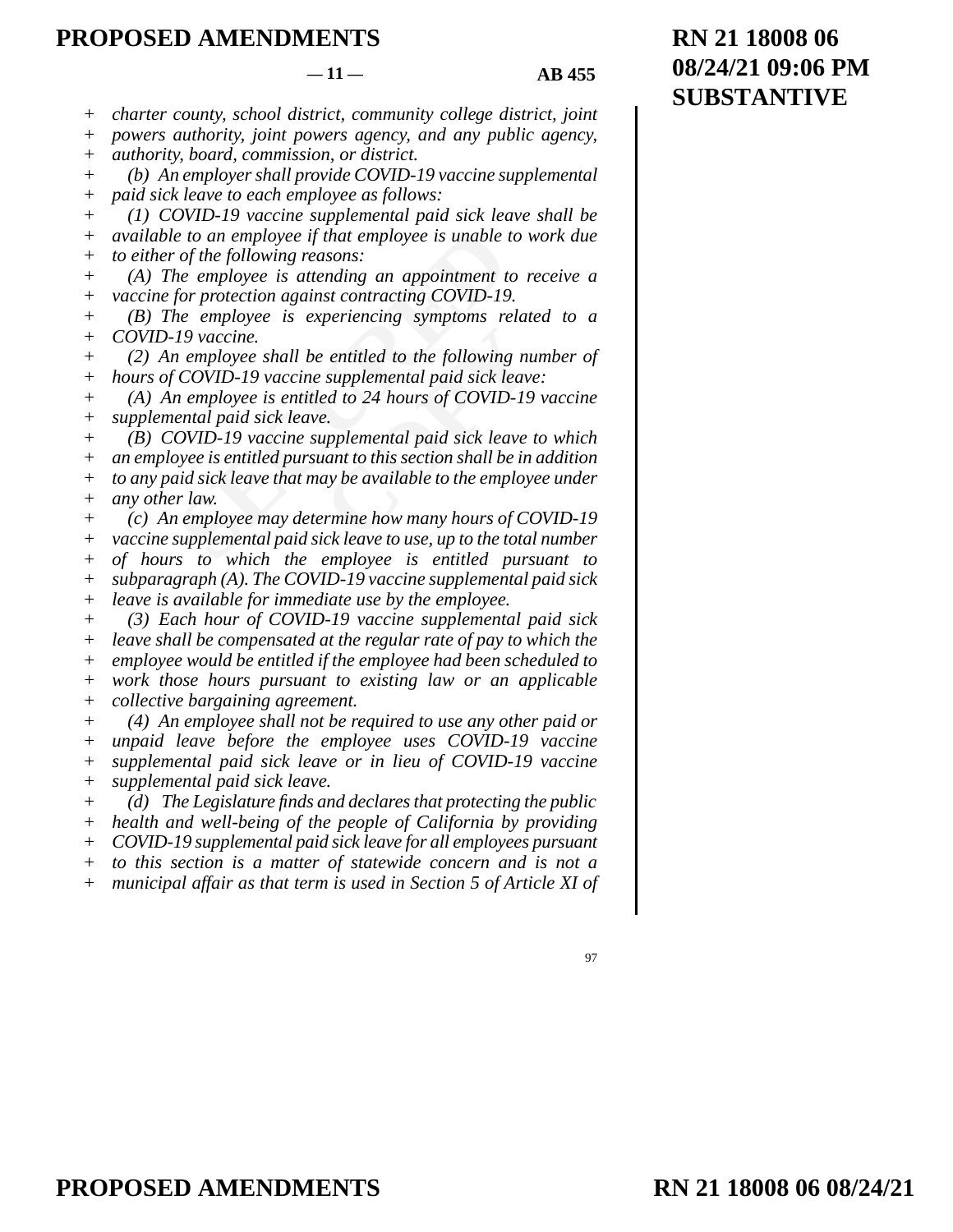*charter county, school district, community college district, joint powers authority, joint powers agency, and any public agency, authority, board, commission, or district.*

*(b) An employer shall provide COVID-19 vaccine supplemental paid sick leave to each employee as follows:*

*(1) COVID-19 vaccine supplemental paid sick leave shall be available to an employee if that employee is unable to work due to either of the following reasons:*

*(A) The employee is attending an appointment to receive a vaccine for protection against contracting COVID-19.*

*(B) The employee is experiencing symptoms related to a COVID-19 vaccine.*

*(2) An employee shall be entitled to the following number of hours of COVID-19 vaccine supplemental paid sick leave:*

*(A) An employee is entitled to 24 hours of COVID-19 vaccine supplemental paid sick leave.*

*(B) COVID-19 vaccine supplemental paid sick leave to which an employee is entitled pursuant to this section shall be in addition to any paid sick leave that may be available to the employee under any other law.*

*(c) An employee may determine how many hours of COVID-19 vaccine supplemental paid sick leave to use, up to the total number of hours to which the employee is entitled pursuant to subparagraph (A). The COVID-19 vaccine supplemental paid sick leave is available for immediate use by the employee.*

*(3) Each hour of COVID-19 vaccine supplemental paid sick leave shall be compensated at the regular rate of pay to which the employee would be entitled if the employee had been scheduled to work those hours pursuant to existing law or an applicable collective bargaining agreement.*

*(4) An employee shall not be required to use any other paid or unpaid leave before the employee uses COVID-19 vaccine supplemental paid sick leave or in lieu of COVID-19 vaccine supplemental paid sick leave.*

*(d) The Legislature finds and declares that protecting the public health and well-being of the people of California by providing COVID-19 supplemental paid sick leave for all employees pursuant to this section is a matter of statewide concern and is not a municipal affair as that term is used in Section 5 of Article XI of*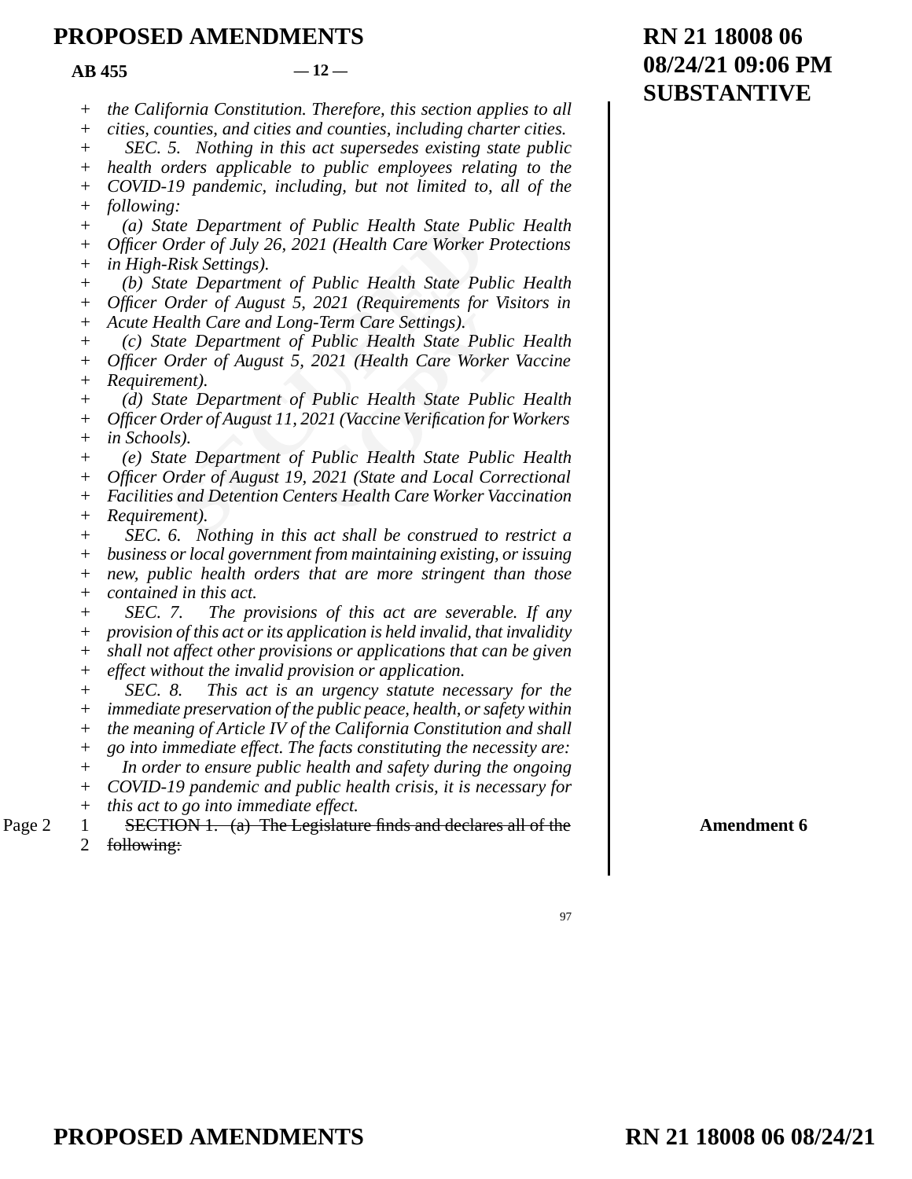*the California Constitution. Therefore, this section applies to all cities, counties, and cities and counties, including charter cities.*

*SEC. 5. Nothing in this act supersedes existing state public health orders applicable to public employees relating to the COVID-19 pandemic, including, but not limited to, all of the following:*

*(a) State Department of Public Health State Public Health Officer Order of July 26, 2021 (Health Care Worker Protections in High-Risk Settings).*

*(b) State Department of Public Health State Public Health Officer Order of August 5, 2021 (Requirements for Visitors in Acute Health Care and Long-Term Care Settings).*

*(c) State Department of Public Health State Public Health Officer Order of August 5, 2021 (Health Care Worker Vaccine Requirement).*

*(d) State Department of Public Health State Public Health Officer Order of August 11, 2021 (Vaccine Verification for Workers in Schools).*

*(e) State Department of Public Health State Public Health Officer Order of August 19, 2021 (State and Local Correctional Facilities and Detention Centers Health Care Worker Vaccination Requirement).*

*SEC. 6. Nothing in this act shall be construed to restrict a business or local government from maintaining existing, or issuing new, public health orders that are more stringent than those contained in this act.*

*SEC. 7. The provisions of this act are severable. If any provision of this act or its application is held invalid, that invalidity shall not affect other provisions or applications that can be given effect without the invalid provision or application.*

*SEC. 8. This act is an urgency statute necessary for the immediate preservation of the public peace, health, or safety within the meaning of Article IV of the California Constitution and shall go into immediate effect. The facts constituting the necessity are:*

*In order to ensure public health and safety during the ongoing COVID-19 pandemic and public health crisis, it is necessary for this act to go into immediate effect.*

Page 2 — **Amendment 6**

~~SECTION 1. (a) The Legislature finds and declares all of the following:~~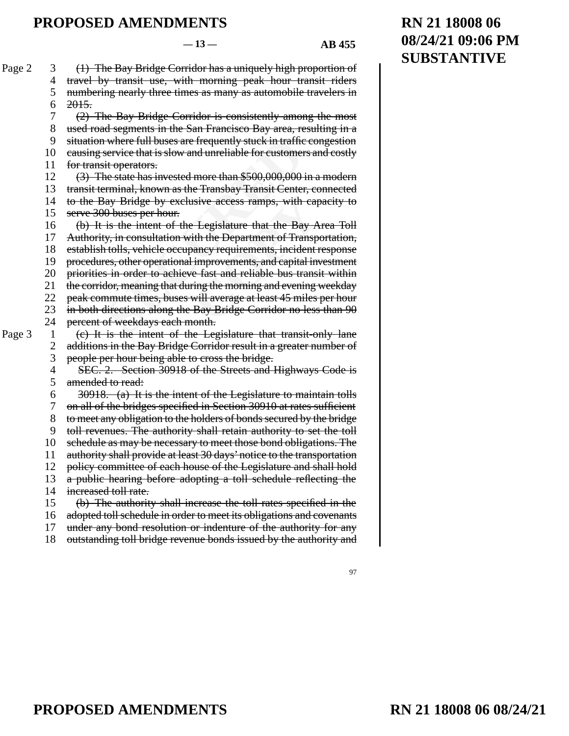(1) The Bay Bridge Corridor has a uniquely high proportion of travel by transit use, with morning peak hour transit riders numbering nearly three times as many as automobile travelers in 2015.

(2) The Bay Bridge Corridor is consistently among the most used road segments in the San Francisco Bay area, resulting in a situation where full buses are frequently stuck in traffic congestion causing service that is slow and unreliable for customers and costly for transit operators.

(3) The state has invested more than $500,000,000 in a modern transit terminal, known as the Transbay Transit Center, connected to the Bay Bridge by exclusive access ramps, with capacity to serve 300 buses per hour.

(b) It is the intent of the Legislature that the Bay Area Toll Authority, in consultation with the Department of Transportation, establish tolls, vehicle occupancy requirements, incident response procedures, other operational improvements, and capital investment priorities in order to achieve fast and reliable bus transit within the corridor, meaning that during the morning and evening weekday peak commute times, buses will average at least 45 miles per hour in both directions along the Bay Bridge Corridor no less than 90 percent of weekdays each month.

(c) It is the intent of the Legislature that transit-only lane additions in the Bay Bridge Corridor result in a greater number of people per hour being able to cross the bridge.

SEC. 2. Section 30918 of the Streets and Highways Code is amended to read:

30918. (a) It is the intent of the Legislature to maintain tolls on all of the bridges specified in Section 30910 at rates sufficient to meet any obligation to the holders of bonds secured by the bridge toll revenues. The authority shall retain authority to set the toll schedule as may be necessary to meet those bond obligations. The authority shall provide at least 30 days' notice to the transportation policy committee of each house of the Legislature and shall hold a public hearing before adopting a toll schedule reflecting the increased toll rate.

(b) The authority shall increase the toll rates specified in the adopted toll schedule in order to meet its obligations and covenants under any bond resolution or indenture of the authority for any outstanding toll bridge revenue bonds issued by the authority and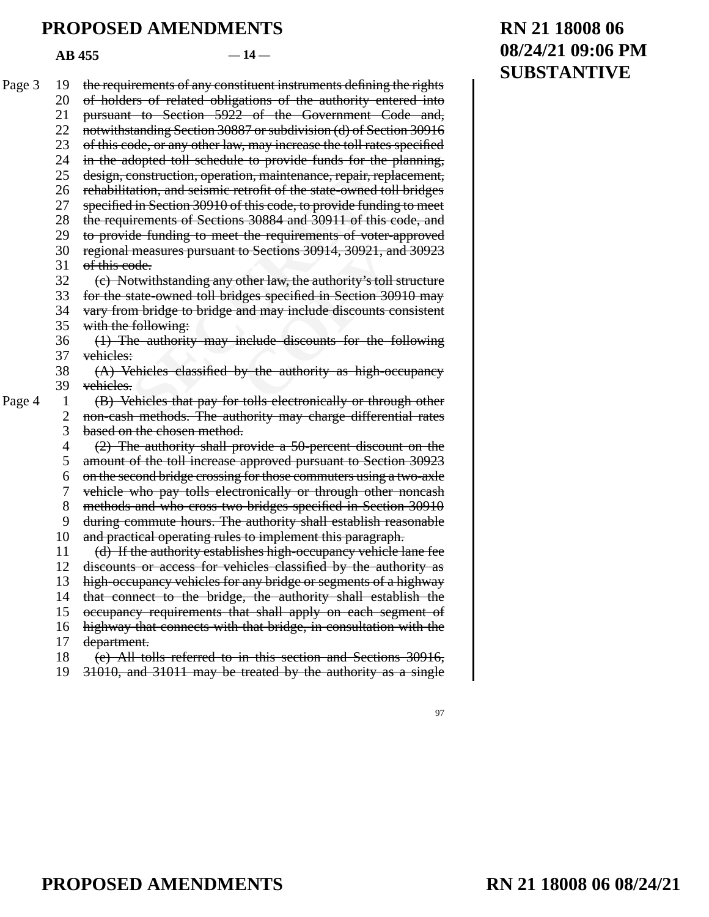~~the requirements of any constituent instruments defining the rights of holders of related obligations of the authority entered into pursuant to Section 5922 of the Government Code and, notwithstanding Section 30887 or subdivision (d) of Section 30916 of this code, or any other law, may increase the toll rates specified in the adopted toll schedule to provide funds for the planning, design, construction, operation, maintenance, repair, replacement, rehabilitation, and seismic retrofit of the state-owned toll bridges specified in Section 30910 of this code, to provide funding to meet the requirements of Sections 30884 and 30911 of this code, and to provide funding to meet the requirements of voter-approved regional measures pursuant to Sections 30914, 30921, and 30923 of this code.~~

~~(c) Notwithstanding any other law, the authority's toll structure for the state-owned toll bridges specified in Section 30910 may vary from bridge to bridge and may include discounts consistent with the following:~~

~~(1) The authority may include discounts for the following vehicles:~~

~~(A) Vehicles classified by the authority as high-occupancy vehicles.~~

~~(B) Vehicles that pay for tolls electronically or through other non-cash methods. The authority may charge differential rates based on the chosen method.~~

~~(2) The authority shall provide a 50-percent discount on the amount of the toll increase approved pursuant to Section 30923 on the second bridge crossing for those commuters using a two-axle vehicle who pay tolls electronically or through other noncash methods and who cross two bridges specified in Section 30910 during commute hours. The authority shall establish reasonable and practical operating rules to implement this paragraph.~~

~~(d) If the authority establishes high-occupancy vehicle lane fee discounts or access for vehicles classified by the authority as high-occupancy vehicles for any bridge or segments of a highway that connect to the bridge, the authority shall establish the occupancy requirements that shall apply on each segment of highway that connects with that bridge, in consultation with the department.~~

~~(e) All tolls referred to in this section and Sections 30916, 31010, and 31011 may be treated by the authority as a single~~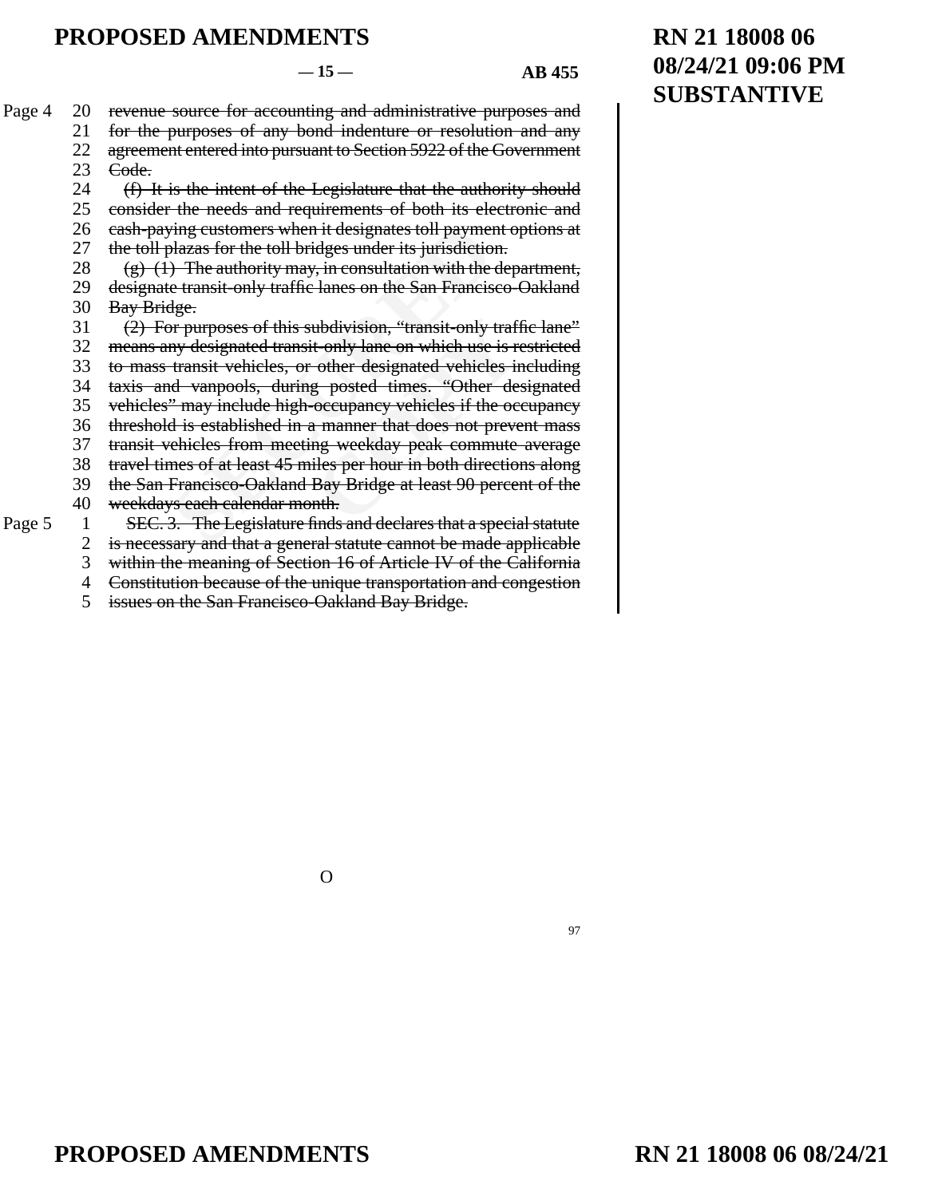~~revenue source for accounting and administrative purposes and for the purposes of any bond indenture or resolution and any agreement entered into pursuant to Section 5922 of the Government Code.~~

~~(f) It is the intent of the Legislature that the authority should consider the needs and requirements of both its electronic and cash-paying customers when it designates toll payment options at the toll plazas for the toll bridges under its jurisdiction.~~

~~(g) (1) The authority may, in consultation with the department, designate transit-only traffic lanes on the San Francisco-Oakland Bay Bridge.~~

~~(2) For purposes of this subdivision, "transit-only traffic lane" means any designated transit-only lane on which use is restricted to mass transit vehicles, or other designated vehicles including taxis and vanpools, during posted times. "Other designated vehicles" may include high-occupancy vehicles if the occupancy threshold is established in a manner that does not prevent mass transit vehicles from meeting weekday peak commute average travel times of at least 45 miles per hour in both directions along the San Francisco-Oakland Bay Bridge at least 90 percent of the weekdays each calendar month.~~

~~SEC. 3. The Legislature finds and declares that a special statute is necessary and that a general statute cannot be made applicable within the meaning of Section 16 of Article IV of the California Constitution because of the unique transportation and congestion issues on the San Francisco-Oakland Bay Bridge.~~

O